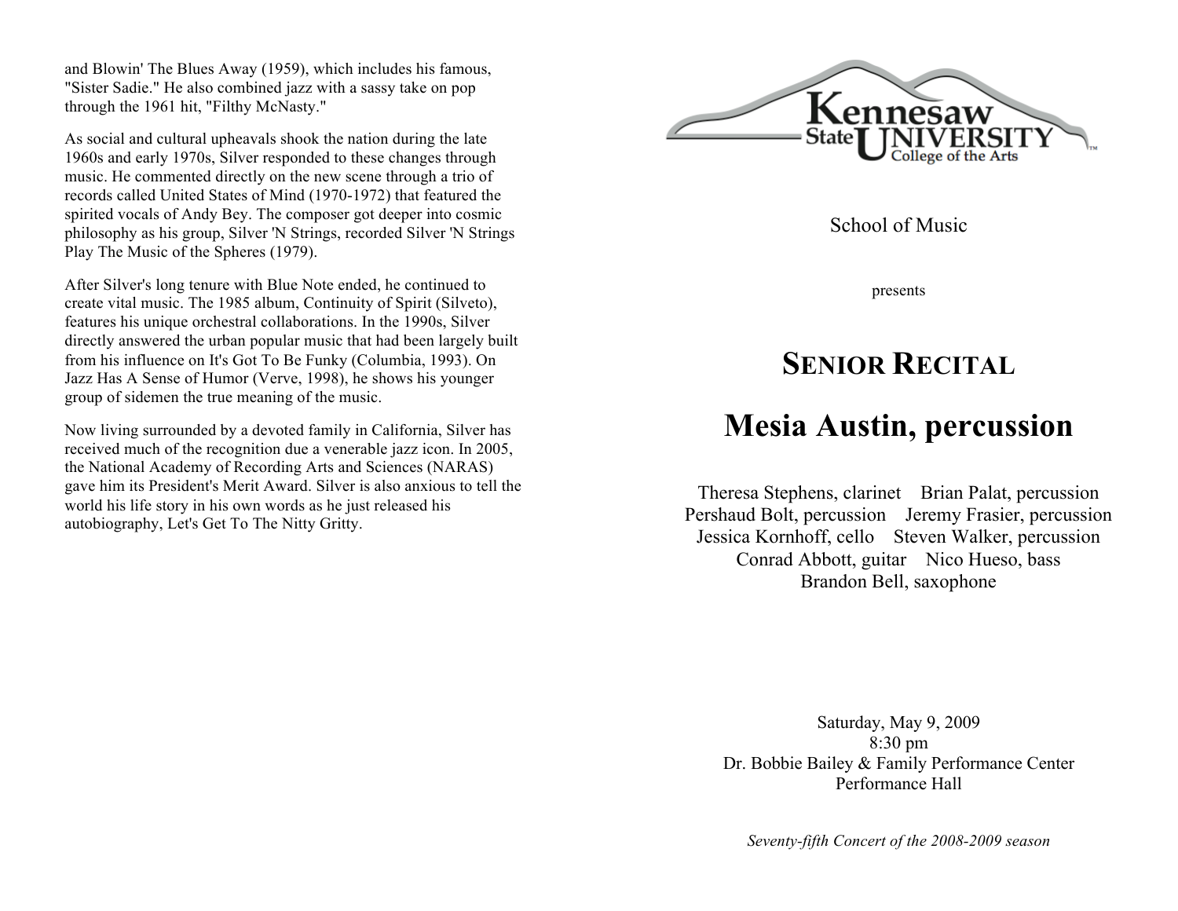and Blowin' The Blues Away (1959), which includes his famous, "Sister Sadie." He also combined jazz with a sassy take on pop through the 1961 hit, "Filthy McNasty."

As social and cultural upheavals shook the nation during the late 1960s and early 1970s, Silver responded to these changes through music. He commented directly on the new scene through a trio of records called United States of Mind (1970-1972) that featured the spirited vocals of Andy Bey. The composer got deeper into cosmic philosophy as his group, Silver 'N Strings, recorded Silver 'N Strings Play The Music of the Spheres (1979).

After Silver's long tenure with Blue Note ended, he continued to create vital music. The 1985 album, Continuity of Spirit (Silveto), features his unique orchestral collaborations. In the 1990s, Silver directly answered the urban popular music that had been largely built from his influence on It's Got To Be Funky (Columbia, 1993). On Jazz Has A Sense of Humor (Verve, 1998), he shows his younger group of sidemen the true meaning of the music.

Now living surrounded by a devoted family in California, Silver has received much of the recognition due a venerable jazz icon. In 2005, the National Academy of Recording Arts and Sciences (NARAS) gave him its President's Merit Award. Silver is also anxious to tell the world his life story in his own words as he just released his autobiography, Let's Get To The Nitty Gritty.

Kennesaw State University
College of the Arts

School of Music

presents

# Senior Recital

# Mesia Austin, percussion

Theresa Stephens, clarinet  Brian Palat, percussion
Pershaud Bolt, percussion  Jeremy Frasier, percussion
Jessica Kornhoff, cello  Steven Walker, percussion
Conrad Abbott, guitar  Nico Hueso, bass
Brandon Bell, saxophone

Saturday, May 9, 2009
8:30 pm
Dr. Bobbie Bailey & Family Performance Center
Performance Hall

*Seventy-fifth Concert of the 2008-2009 season*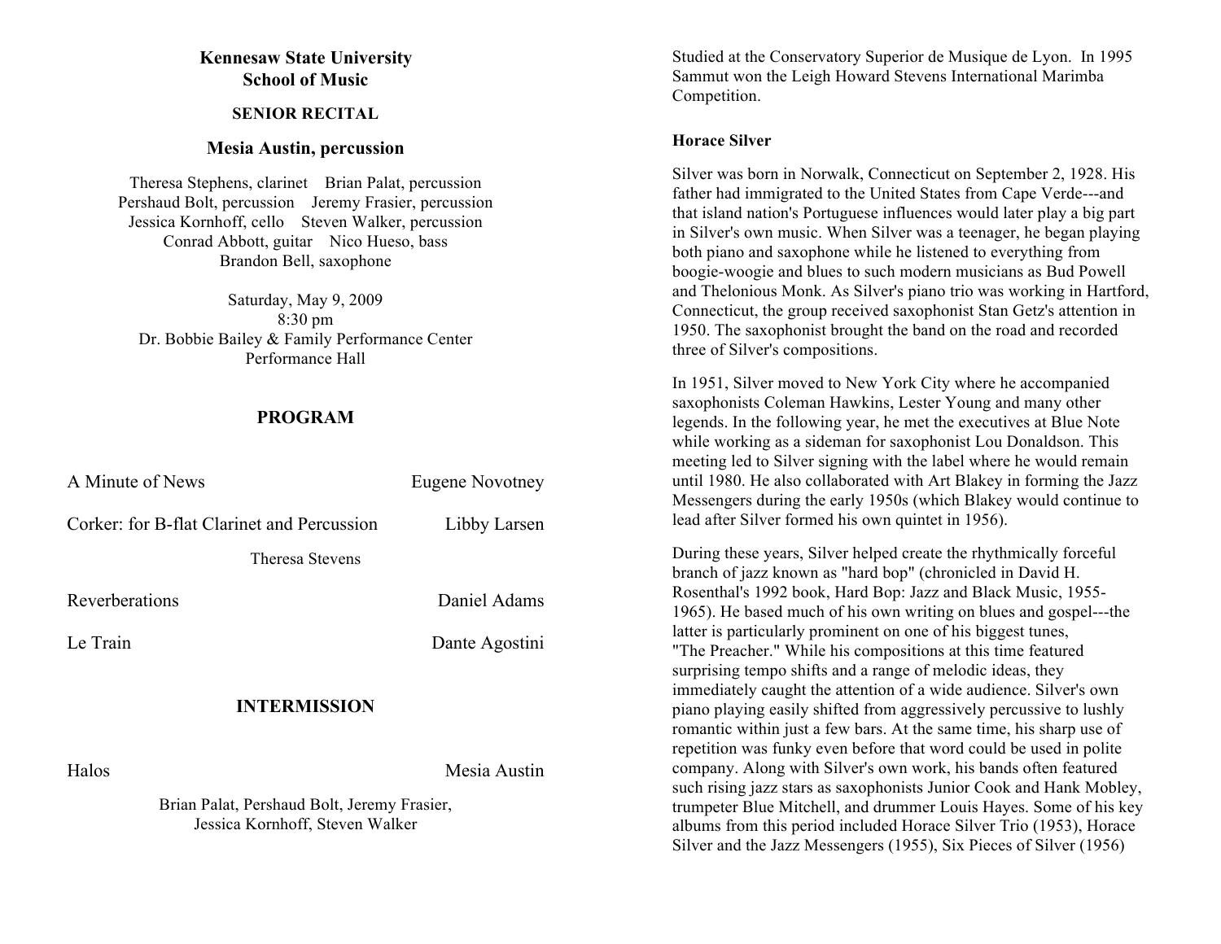# Kennesaw State University
# School of Music

## SENIOR RECITAL

## Mesia Austin, percussion

Theresa Stephens, clarinet  Brian Palat, percussion
Pershaud Bolt, percussion  Jeremy Frasier, percussion
Jessica Kornhoff, cello  Steven Walker, percussion
Conrad Abbott, guitar  Nico Hueso, bass
Brandon Bell, saxophone

Saturday, May 9, 2009
8:30 pm
Dr. Bobbie Bailey & Family Performance Center
Performance Hall

## PROGRAM

A Minute of News — Eugene Novotney

Corker: for B-flat Clarinet and Percussion — Libby Larsen

Theresa Stevens

Reverberations — Daniel Adams

Le Train — Dante Agostini

## INTERMISSION

Halos — Mesia Austin

Brian Palat, Pershaud Bolt, Jeremy Frasier,
Jessica Kornhoff, Steven Walker

Studied at the Conservatory Superior de Musique de Lyon. In 1995 Sammut won the Leigh Howard Stevens International Marimba Competition.

**Horace Silver**

Silver was born in Norwalk, Connecticut on September 2, 1928. His father had immigrated to the United States from Cape Verde---and that island nation's Portuguese influences would later play a big part in Silver's own music. When Silver was a teenager, he began playing both piano and saxophone while he listened to everything from boogie-woogie and blues to such modern musicians as Bud Powell and Thelonious Monk. As Silver's piano trio was working in Hartford, Connecticut, the group received saxophonist Stan Getz's attention in 1950. The saxophonist brought the band on the road and recorded three of Silver's compositions.

In 1951, Silver moved to New York City where he accompanied saxophonists Coleman Hawkins, Lester Young and many other legends. In the following year, he met the executives at Blue Note while working as a sideman for saxophonist Lou Donaldson. This meeting led to Silver signing with the label where he would remain until 1980. He also collaborated with Art Blakey in forming the Jazz Messengers during the early 1950s (which Blakey would continue to lead after Silver formed his own quintet in 1956).

During these years, Silver helped create the rhythmically forceful branch of jazz known as "hard bop" (chronicled in David H. Rosenthal's 1992 book, Hard Bop: Jazz and Black Music, 1955-1965). He based much of his own writing on blues and gospel---the latter is particularly prominent on one of his biggest tunes, "The Preacher." While his compositions at this time featured surprising tempo shifts and a range of melodic ideas, they immediately caught the attention of a wide audience. Silver's own piano playing easily shifted from aggressively percussive to lushly romantic within just a few bars. At the same time, his sharp use of repetition was funky even before that word could be used in polite company. Along with Silver's own work, his bands often featured such rising jazz stars as saxophonists Junior Cook and Hank Mobley, trumpeter Blue Mitchell, and drummer Louis Hayes. Some of his key albums from this period included Horace Silver Trio (1953), Horace Silver and the Jazz Messengers (1955), Six Pieces of Silver (1956)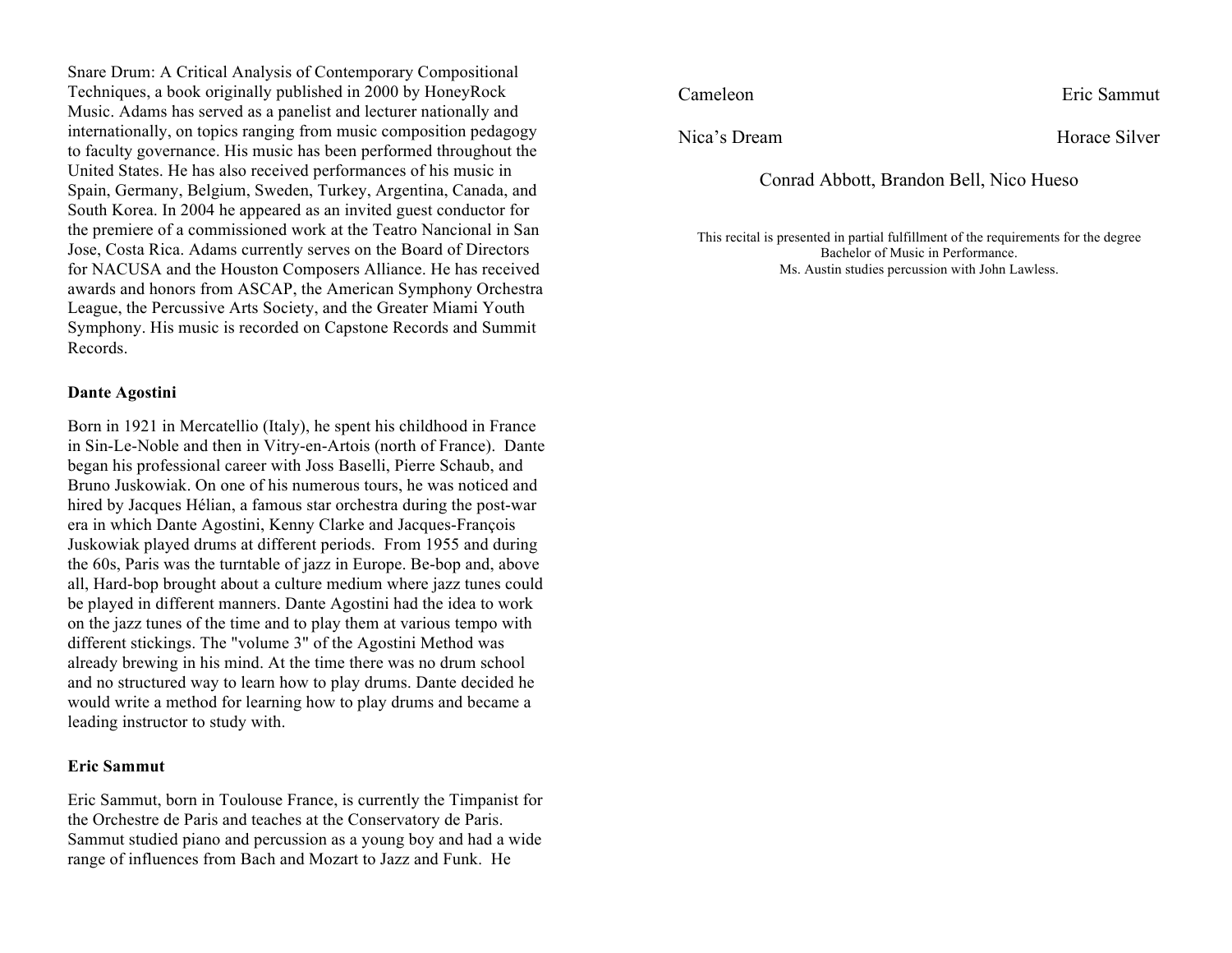Snare Drum: A Critical Analysis of Contemporary Compositional Techniques, a book originally published in 2000 by HoneyRock Music. Adams has served as a panelist and lecturer nationally and internationally, on topics ranging from music composition pedagogy to faculty governance. His music has been performed throughout the United States. He has also received performances of his music in Spain, Germany, Belgium, Sweden, Turkey, Argentina, Canada, and South Korea. In 2004 he appeared as an invited guest conductor for the premiere of a commissioned work at the Teatro Nancional in San Jose, Costa Rica. Adams currently serves on the Board of Directors for NACUSA and the Houston Composers Alliance. He has received awards and honors from ASCAP, the American Symphony Orchestra League, the Percussive Arts Society, and the Greater Miami Youth Symphony. His music is recorded on Capstone Records and Summit Records.

**Dante Agostini**

Born in 1921 in Mercatellio (Italy), he spent his childhood in France in Sin-Le-Noble and then in Vitry-en-Artois (north of France). Dante began his professional career with Joss Baselli, Pierre Schaub, and Bruno Juskowiak. On one of his numerous tours, he was noticed and hired by Jacques Hélian, a famous star orchestra during the post-war era in which Dante Agostini, Kenny Clarke and Jacques-François Juskowiak played drums at different periods. From 1955 and during the 60s, Paris was the turntable of jazz in Europe. Be-bop and, above all, Hard-bop brought about a culture medium where jazz tunes could be played in different manners. Dante Agostini had the idea to work on the jazz tunes of the time and to play them at various tempo with different stickings. The "volume 3" of the Agostini Method was already brewing in his mind. At the time there was no drum school and no structured way to learn how to play drums. Dante decided he would write a method for learning how to play drums and became a leading instructor to study with.

**Eric Sammut**

Eric Sammut, born in Toulouse France, is currently the Timpanist for the Orchestre de Paris and teaches at the Conservatory de Paris. Sammut studied piano and percussion as a young boy and had a wide range of influences from Bach and Mozart to Jazz and Funk. He

Cameleon — Eric Sammut

Nica's Dream — Horace Silver

Conrad Abbott, Brandon Bell, Nico Hueso

This recital is presented in partial fulfillment of the requirements for the degree Bachelor of Music in Performance.
Ms. Austin studies percussion with John Lawless.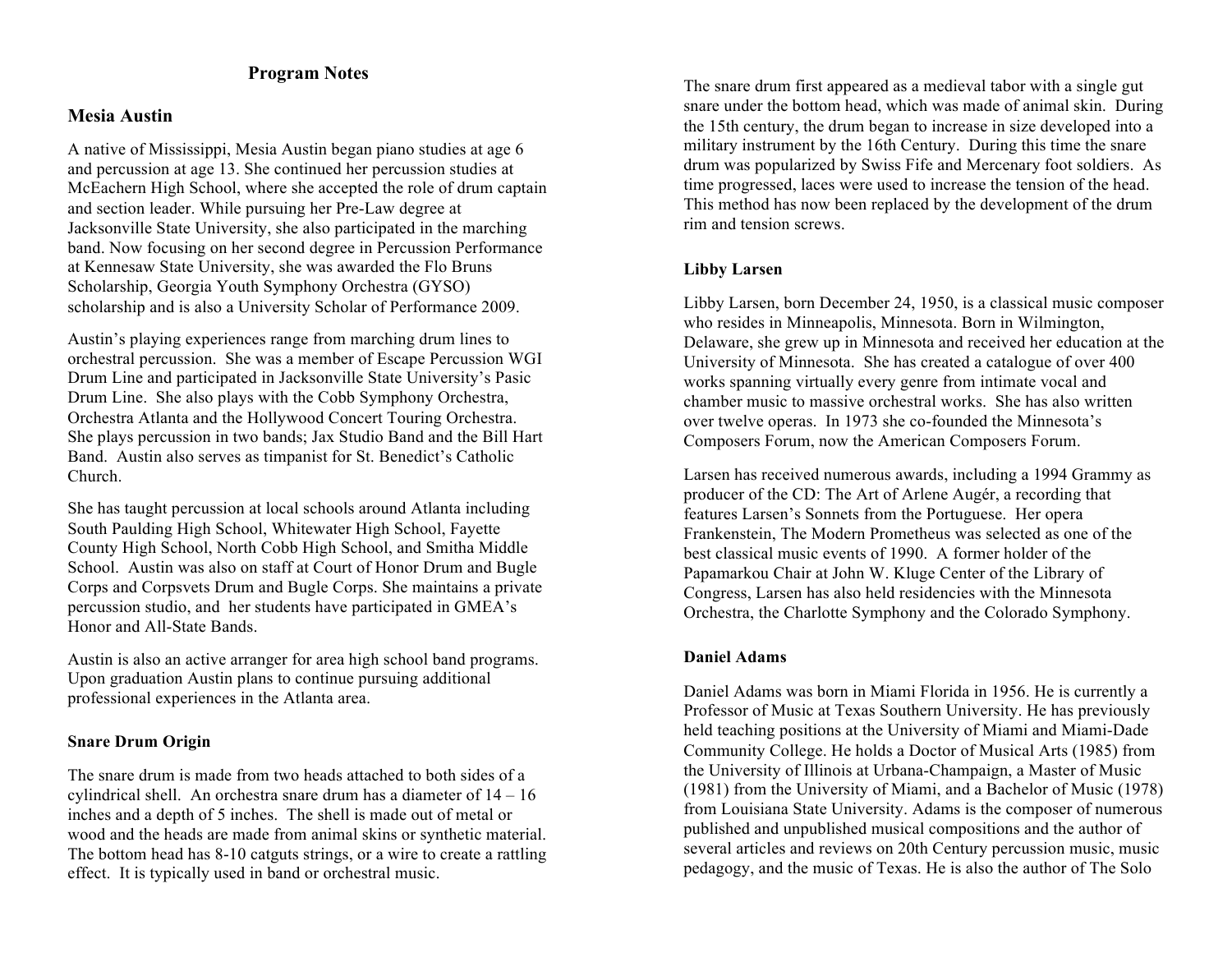## Program Notes

### Mesia Austin

A native of Mississippi, Mesia Austin began piano studies at age 6 and percussion at age 13. She continued her percussion studies at McEachern High School, where she accepted the role of drum captain and section leader. While pursuing her Pre-Law degree at Jacksonville State University, she also participated in the marching band. Now focusing on her second degree in Percussion Performance at Kennesaw State University, she was awarded the Flo Bruns Scholarship, Georgia Youth Symphony Orchestra (GYSO) scholarship and is also a University Scholar of Performance 2009.

Austin's playing experiences range from marching drum lines to orchestral percussion. She was a member of Escape Percussion WGI Drum Line and participated in Jacksonville State University's Pasic Drum Line. She also plays with the Cobb Symphony Orchestra, Orchestra Atlanta and the Hollywood Concert Touring Orchestra. She plays percussion in two bands; Jax Studio Band and the Bill Hart Band. Austin also serves as timpanist for St. Benedict's Catholic Church.

She has taught percussion at local schools around Atlanta including South Paulding High School, Whitewater High School, Fayette County High School, North Cobb High School, and Smitha Middle School. Austin was also on staff at Court of Honor Drum and Bugle Corps and Corpsvets Drum and Bugle Corps. She maintains a private percussion studio, and her students have participated in GMEA's Honor and All-State Bands.

Austin is also an active arranger for area high school band programs. Upon graduation Austin plans to continue pursuing additional professional experiences in the Atlanta area.

#### Snare Drum Origin

The snare drum is made from two heads attached to both sides of a cylindrical shell. An orchestra snare drum has a diameter of 14 – 16 inches and a depth of 5 inches. The shell is made out of metal or wood and the heads are made from animal skins or synthetic material. The bottom head has 8-10 catguts strings, or a wire to create a rattling effect. It is typically used in band or orchestral music.

The snare drum first appeared as a medieval tabor with a single gut snare under the bottom head, which was made of animal skin. During the 15th century, the drum began to increase in size developed into a military instrument by the 16th Century. During this time the snare drum was popularized by Swiss Fife and Mercenary foot soldiers. As time progressed, laces were used to increase the tension of the head. This method has now been replaced by the development of the drum rim and tension screws.

#### Libby Larsen

Libby Larsen, born December 24, 1950, is a classical music composer who resides in Minneapolis, Minnesota. Born in Wilmington, Delaware, she grew up in Minnesota and received her education at the University of Minnesota. She has created a catalogue of over 400 works spanning virtually every genre from intimate vocal and chamber music to massive orchestral works. She has also written over twelve operas. In 1973 she co-founded the Minnesota's Composers Forum, now the American Composers Forum.

Larsen has received numerous awards, including a 1994 Grammy as producer of the CD: The Art of Arlene Augér, a recording that features Larsen's Sonnets from the Portuguese. Her opera Frankenstein, The Modern Prometheus was selected as one of the best classical music events of 1990. A former holder of the Papamarkou Chair at John W. Kluge Center of the Library of Congress, Larsen has also held residencies with the Minnesota Orchestra, the Charlotte Symphony and the Colorado Symphony.

#### Daniel Adams

Daniel Adams was born in Miami Florida in 1956. He is currently a Professor of Music at Texas Southern University. He has previously held teaching positions at the University of Miami and Miami-Dade Community College. He holds a Doctor of Musical Arts (1985) from the University of Illinois at Urbana-Champaign, a Master of Music (1981) from the University of Miami, and a Bachelor of Music (1978) from Louisiana State University. Adams is the composer of numerous published and unpublished musical compositions and the author of several articles and reviews on 20th Century percussion music, music pedagogy, and the music of Texas. He is also the author of The Solo